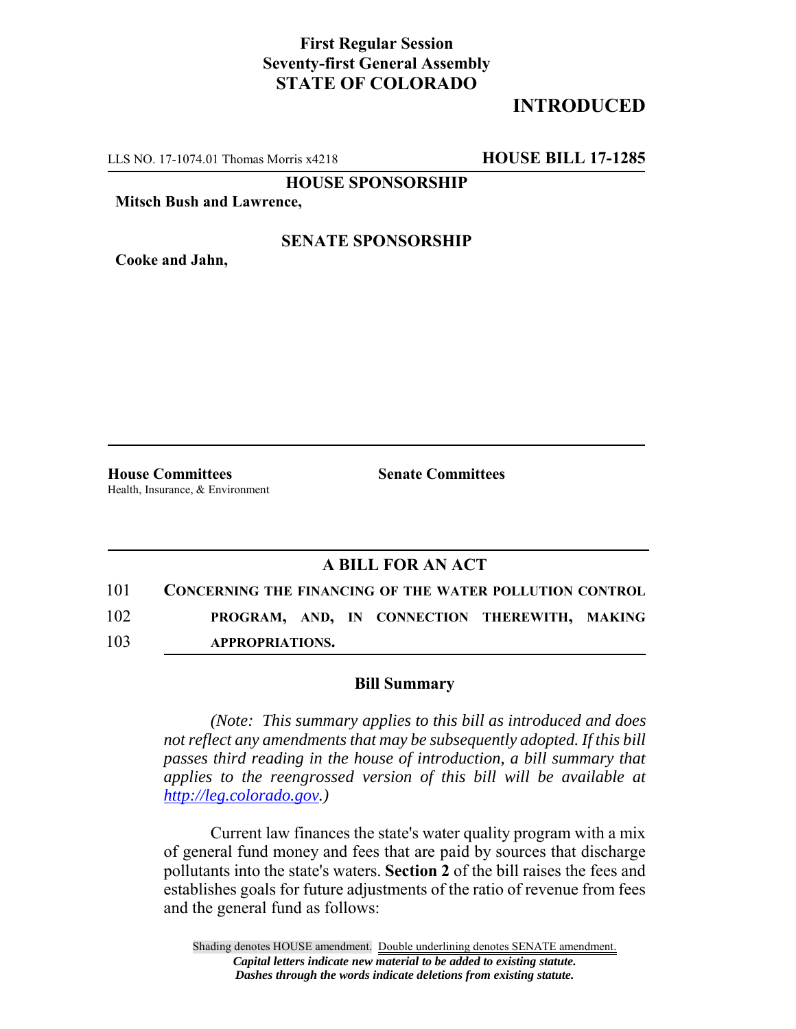**First Regular Session**
**Seventy-first General Assembly**
**STATE OF COLORADO**

**INTRODUCED**

LLS NO. 17-1074.01 Thomas Morris x4218 **HOUSE BILL 17-1285**

**HOUSE SPONSORSHIP**

**Mitsch Bush and Lawrence,**

**SENATE SPONSORSHIP**

**Cooke and Jahn,**

**House Committees**
Health, Insurance, & Environment

**Senate Committees**

## A BILL FOR AN ACT

101 **CONCERNING THE FINANCING OF THE WATER POLLUTION CONTROL**
102 **PROGRAM, AND, IN CONNECTION THEREWITH, MAKING**
103 **APPROPRIATIONS.**

### Bill Summary

*(Note: This summary applies to this bill as introduced and does not reflect any amendments that may be subsequently adopted. If this bill passes third reading in the house of introduction, a bill summary that applies to the reengrossed version of this bill will be available at http://leg.colorado.gov.)*

Current law finances the state's water quality program with a mix of general fund money and fees that are paid by sources that discharge pollutants into the state's waters. **Section 2** of the bill raises the fees and establishes goals for future adjustments of the ratio of revenue from fees and the general fund as follows:

Shading denotes HOUSE amendment. Double underlining denotes SENATE amendment.
*Capital letters indicate new material to be added to existing statute.*
*Dashes through the words indicate deletions from existing statute.*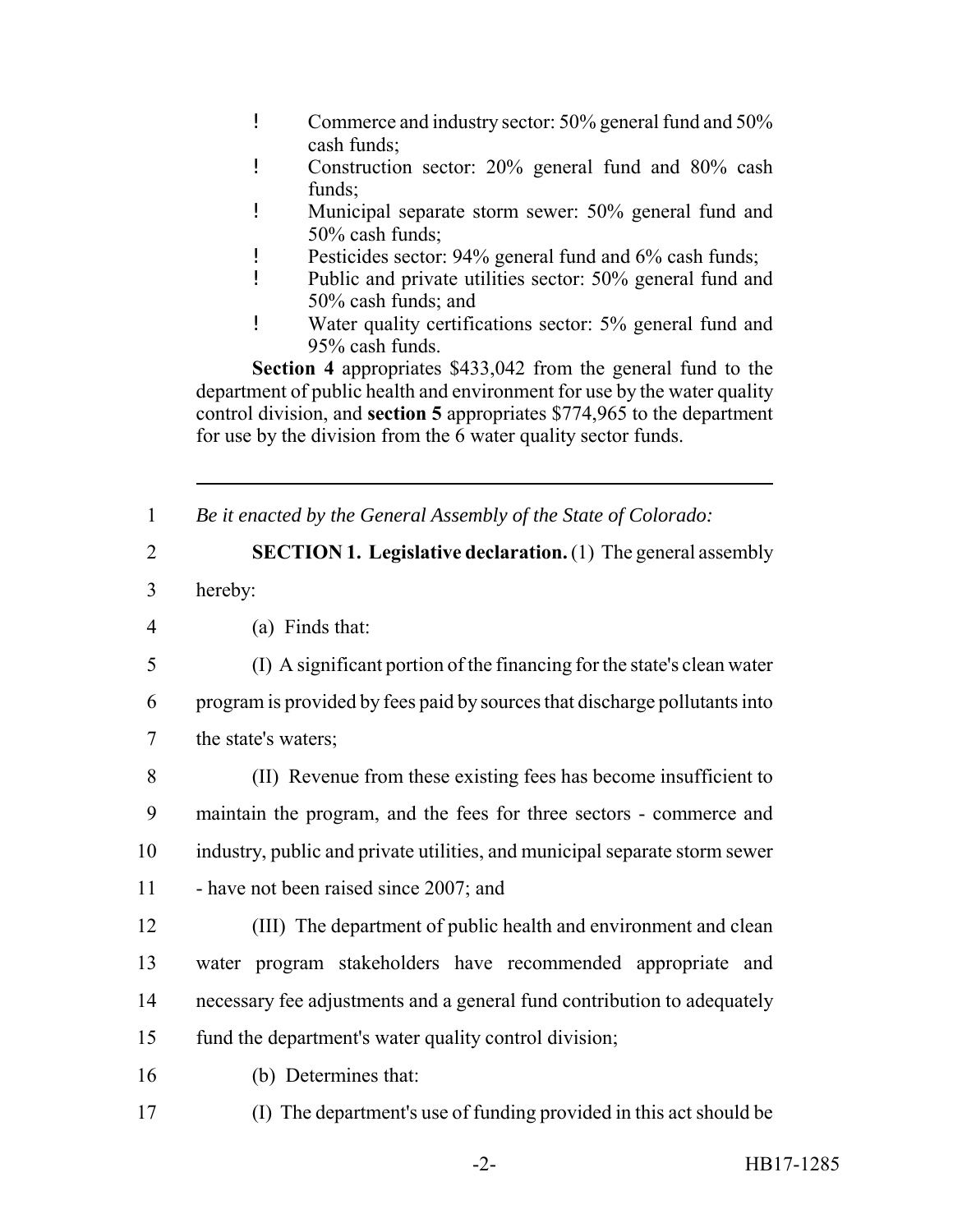- Commerce and industry sector: 50% general fund and 50% cash funds;
- Construction sector: 20% general fund and 80% cash funds;
- Municipal separate storm sewer: 50% general fund and 50% cash funds;
- Pesticides sector: 94% general fund and 6% cash funds;
- Public and private utilities sector: 50% general fund and 50% cash funds; and
- Water quality certifications sector: 5% general fund and 95% cash funds.

**Section 4** appropriates $433,042 from the general fund to the department of public health and environment for use by the water quality control division, and **section 5** appropriates $774,965 to the department for use by the division from the 6 water quality sector funds.

---

1 *Be it enacted by the General Assembly of the State of Colorado:*

2 **SECTION 1. Legislative declaration.** (1) The general assembly
3 hereby:

4 (a) Finds that:

5 (I) A significant portion of the financing for the state's clean water
6 program is provided by fees paid by sources that discharge pollutants into
7 the state's waters;

8 (II) Revenue from these existing fees has become insufficient to
9 maintain the program, and the fees for three sectors - commerce and
10 industry, public and private utilities, and municipal separate storm sewer
11 - have not been raised since 2007; and

12 (III) The department of public health and environment and clean
13 water program stakeholders have recommended appropriate and
14 necessary fee adjustments and a general fund contribution to adequately
15 fund the department's water quality control division;

16 (b) Determines that:

17 (I) The department's use of funding provided in this act should be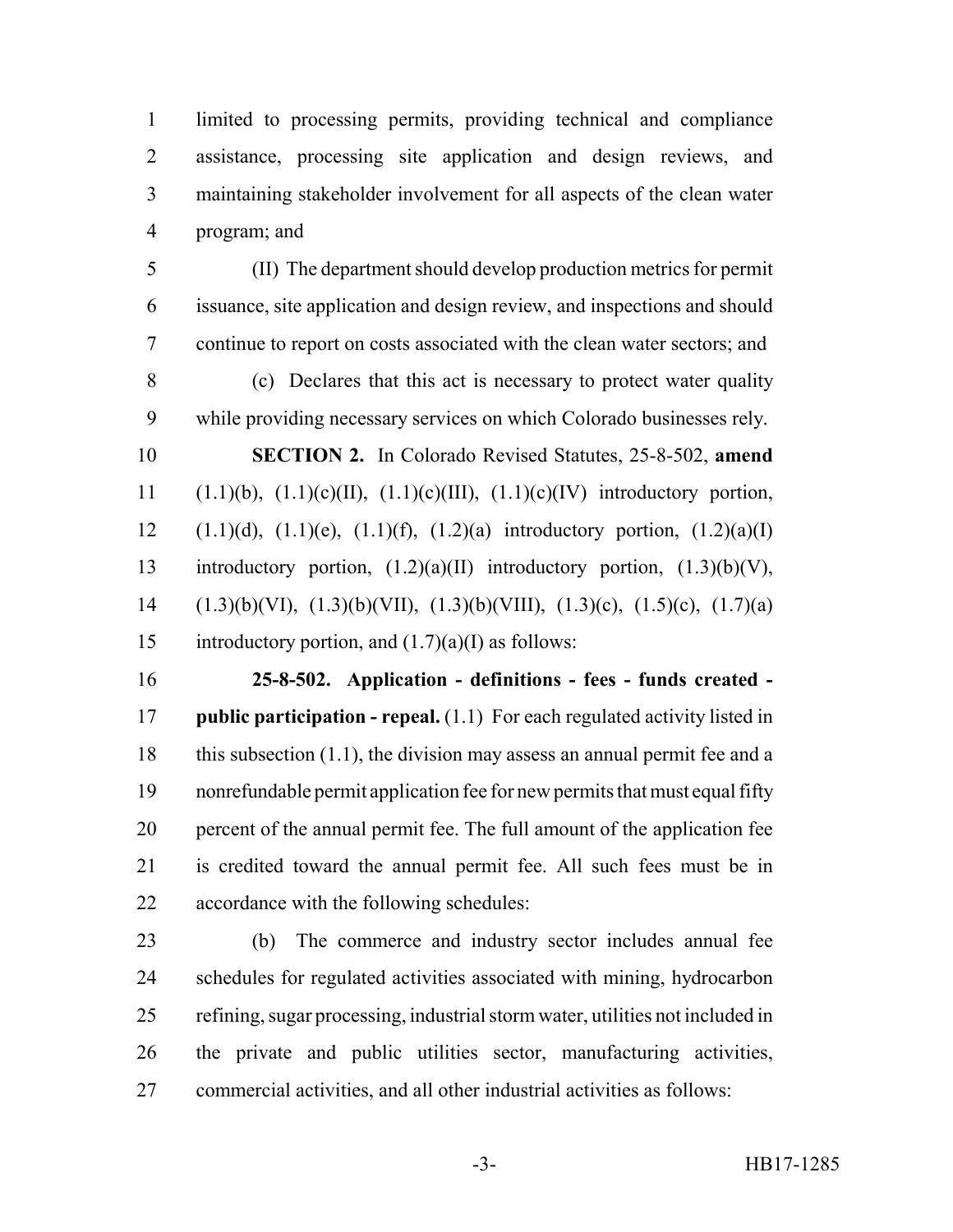limited to processing permits, providing technical and compliance assistance, processing site application and design reviews, and maintaining stakeholder involvement for all aspects of the clean water program; and

(II) The department should develop production metrics for permit issuance, site application and design review, and inspections and should continue to report on costs associated with the clean water sectors; and

(c) Declares that this act is necessary to protect water quality while providing necessary services on which Colorado businesses rely.

**SECTION 2.** In Colorado Revised Statutes, 25-8-502, **amend** (1.1)(b), (1.1)(c)(II), (1.1)(c)(III), (1.1)(c)(IV) introductory portion, (1.1)(d), (1.1)(e), (1.1)(f), (1.2)(a) introductory portion, (1.2)(a)(I) introductory portion, (1.2)(a)(II) introductory portion, (1.3)(b)(V), (1.3)(b)(VI), (1.3)(b)(VII), (1.3)(b)(VIII), (1.3)(c), (1.5)(c), (1.7)(a) introductory portion, and (1.7)(a)(I) as follows:

**25-8-502. Application - definitions - fees - funds created - public participation - repeal.** (1.1) For each regulated activity listed in this subsection (1.1), the division may assess an annual permit fee and a nonrefundable permit application fee for new permits that must equal fifty percent of the annual permit fee. The full amount of the application fee is credited toward the annual permit fee. All such fees must be in accordance with the following schedules:

(b) The commerce and industry sector includes annual fee schedules for regulated activities associated with mining, hydrocarbon refining, sugar processing, industrial storm water, utilities not included in the private and public utilities sector, manufacturing activities, commercial activities, and all other industrial activities as follows: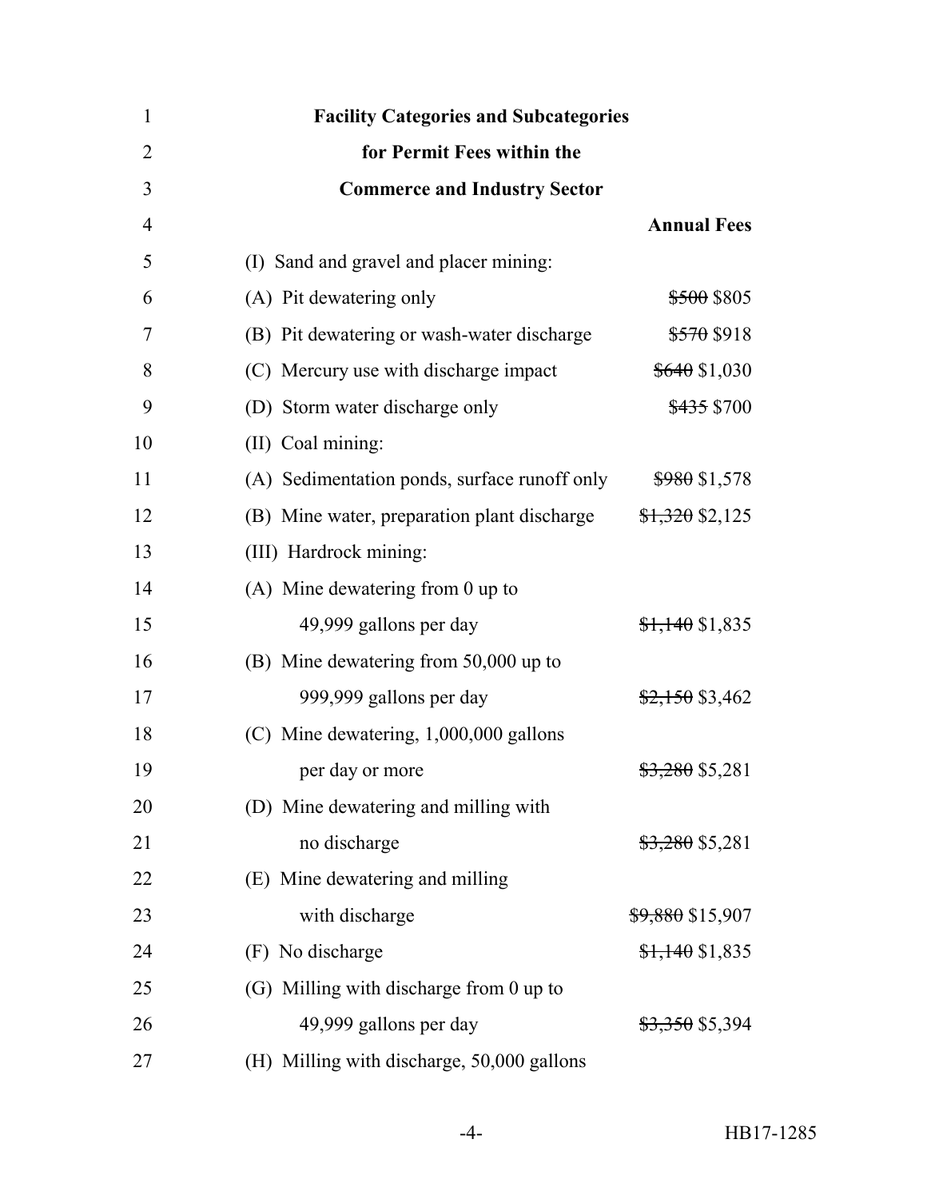**Facility Categories and Subcategories for Permit Fees within the Commerce and Industry Sector**

| | Annual Fees |
|---|---|
| (I) Sand and gravel and placer mining: | |
| (A) Pit dewatering only | ~~$500~~ $805 |
| (B) Pit dewatering or wash-water discharge | ~~$570~~ $918 |
| (C) Mercury use with discharge impact | ~~$640~~ $1,030 |
| (D) Storm water discharge only | ~~$435~~ $700 |
| (II) Coal mining: | |
| (A) Sedimentation ponds, surface runoff only | ~~$980~~ $1,578 |
| (B) Mine water, preparation plant discharge | ~~$1,320~~ $2,125 |
| (III) Hardrock mining: | |
| (A) Mine dewatering from 0 up to 49,999 gallons per day | ~~$1,140~~ $1,835 |
| (B) Mine dewatering from 50,000 up to 999,999 gallons per day | ~~$2,150~~ $3,462 |
| (C) Mine dewatering, 1,000,000 gallons per day or more | ~~$3,280~~ $5,281 |
| (D) Mine dewatering and milling with no discharge | ~~$3,280~~ $5,281 |
| (E) Mine dewatering and milling with discharge | ~~$9,880~~ $15,907 |
| (F) No discharge | ~~$1,140~~ $1,835 |
| (G) Milling with discharge from 0 up to 49,999 gallons per day | ~~$3,350~~ $5,394 |
| (H) Milling with discharge, 50,000 gallons | |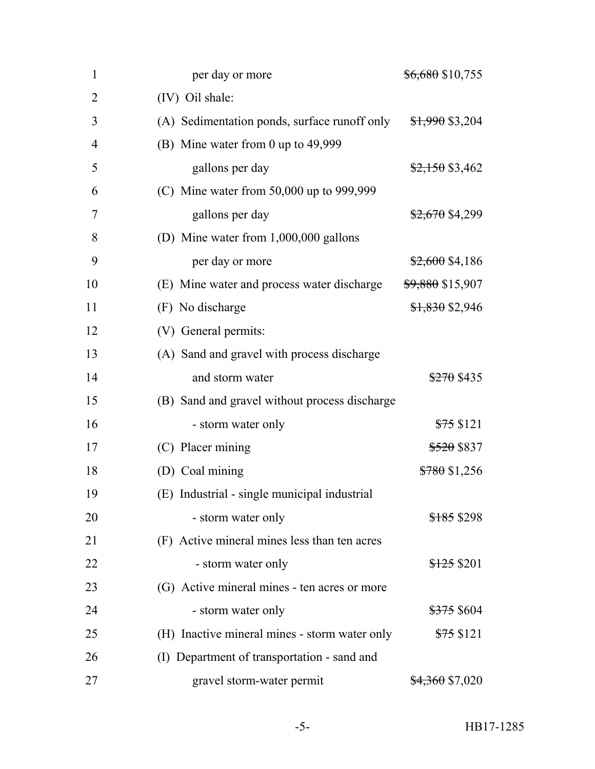| | | |
|---|---|---|
| 1 | per day or more | ~~$6,680~~ $10,755 |
| 2 | (IV) Oil shale: | |
| 3 | (A) Sedimentation ponds, surface runoff only | ~~$1,990~~ $3,204 |
| 4 | (B) Mine water from 0 up to 49,999 | |
| 5 | gallons per day | ~~$2,150~~ $3,462 |
| 6 | (C) Mine water from 50,000 up to 999,999 | |
| 7 | gallons per day | ~~$2,670~~ $4,299 |
| 8 | (D) Mine water from 1,000,000 gallons | |
| 9 | per day or more | ~~$2,600~~ $4,186 |
| 10 | (E) Mine water and process water discharge | ~~$9,880~~ $15,907 |
| 11 | (F) No discharge | ~~$1,830~~ $2,946 |
| 12 | (V) General permits: | |
| 13 | (A) Sand and gravel with process discharge | |
| 14 | and storm water | ~~$270~~ $435 |
| 15 | (B) Sand and gravel without process discharge | |
| 16 | - storm water only | ~~$75~~ $121 |
| 17 | (C) Placer mining | ~~$520~~ $837 |
| 18 | (D) Coal mining | ~~$780~~ $1,256 |
| 19 | (E) Industrial - single municipal industrial | |
| 20 | - storm water only | ~~$185~~ $298 |
| 21 | (F) Active mineral mines less than ten acres | |
| 22 | - storm water only | ~~$125~~ $201 |
| 23 | (G) Active mineral mines - ten acres or more | |
| 24 | - storm water only | ~~$375~~ $604 |
| 25 | (H) Inactive mineral mines - storm water only | ~~$75~~ $121 |
| 26 | (I) Department of transportation - sand and | |
| 27 | gravel storm-water permit | ~~$4,360~~ $7,020 |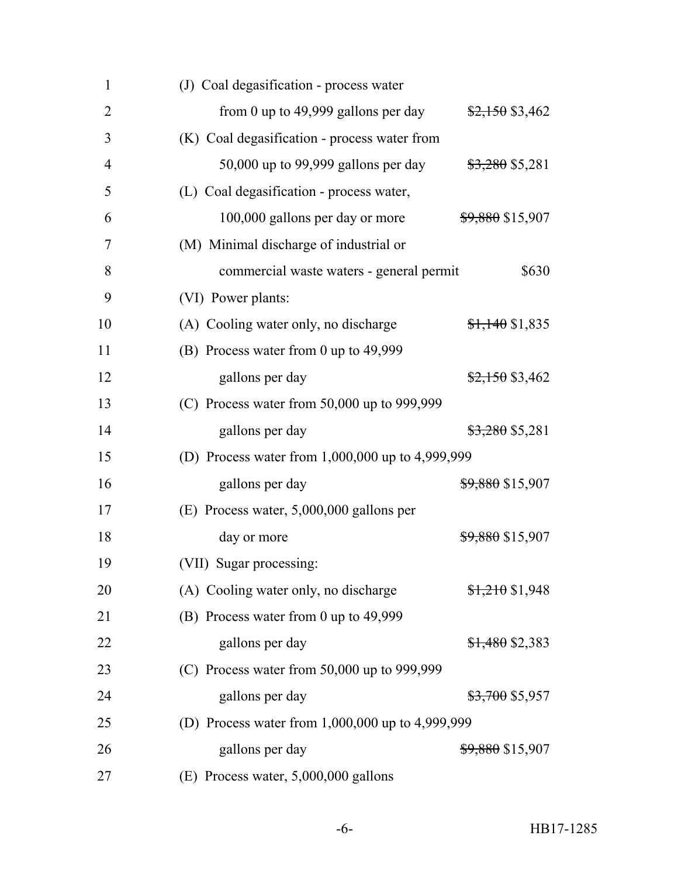(J) Coal degasification - process water from 0 up to 49,999 gallons per day ~~$2,150~~ $3,462

(K) Coal degasification - process water from 50,000 up to 99,999 gallons per day ~~$3,280~~ $5,281

(L) Coal degasification - process water, 100,000 gallons per day or more ~~$9,880~~ $15,907

(M) Minimal discharge of industrial or commercial waste waters - general permit $630

(VI) Power plants:

(A) Cooling water only, no discharge ~~$1,140~~ $1,835

(B) Process water from 0 up to 49,999 gallons per day ~~$2,150~~ $3,462

(C) Process water from 50,000 up to 999,999 gallons per day ~~$3,280~~ $5,281

(D) Process water from 1,000,000 up to 4,999,999 gallons per day ~~$9,880~~ $15,907

(E) Process water, 5,000,000 gallons per day or more ~~$9,880~~ $15,907

(VII) Sugar processing:

(A) Cooling water only, no discharge ~~$1,210~~ $1,948

(B) Process water from 0 up to 49,999 gallons per day ~~$1,480~~ $2,383

(C) Process water from 50,000 up to 999,999 gallons per day ~~$3,700~~ $5,957

(D) Process water from 1,000,000 up to 4,999,999 gallons per day ~~$9,880~~ $15,907

(E) Process water, 5,000,000 gallons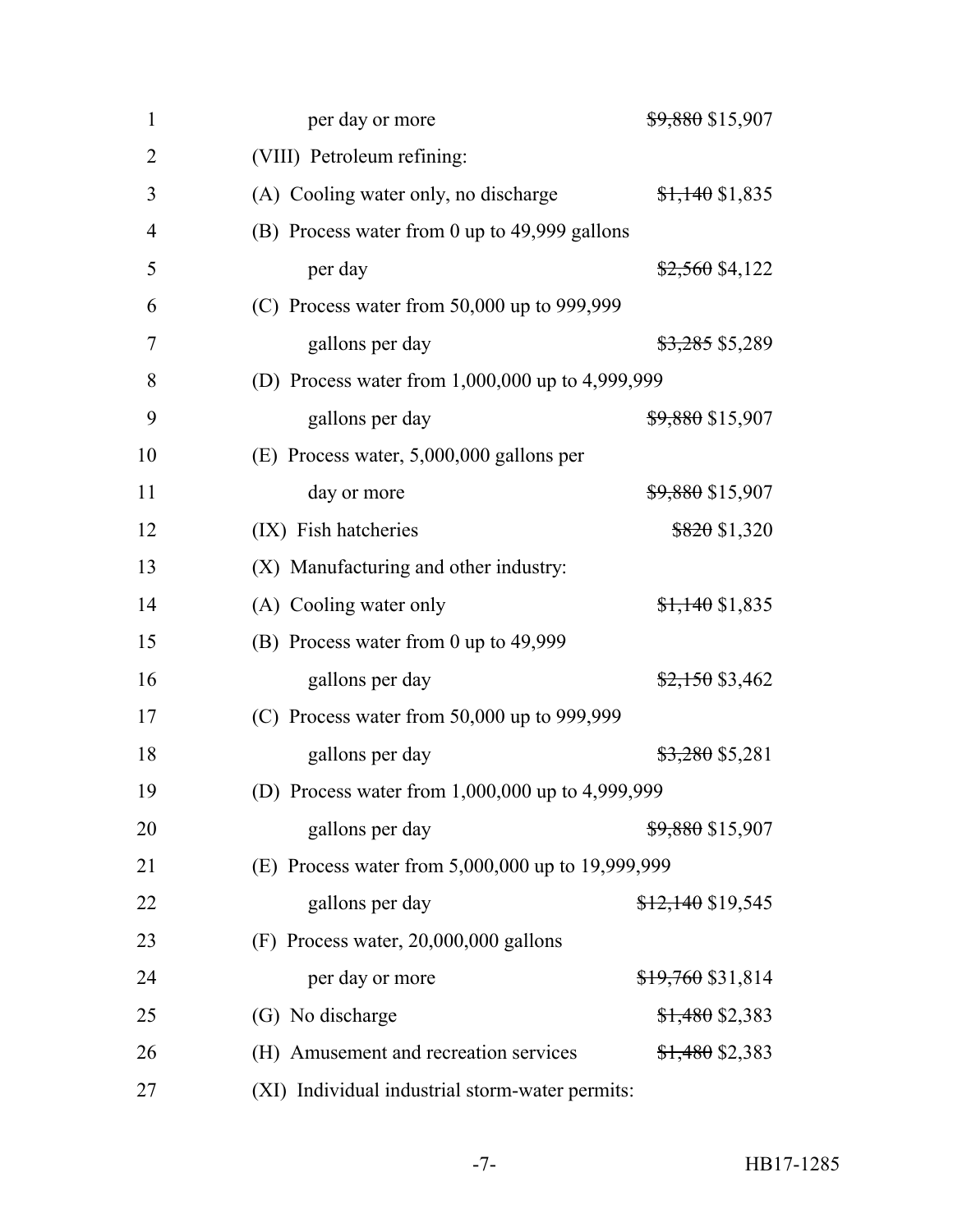per day or more ~~$9,880~~ $15,907

(VIII) Petroleum refining:

(A) Cooling water only, no discharge ~~$1,140~~ $1,835

(B) Process water from 0 up to 49,999 gallons per day ~~$2,560~~ $4,122

(C) Process water from 50,000 up to 999,999 gallons per day ~~$3,285~~ $5,289

(D) Process water from 1,000,000 up to 4,999,999 gallons per day ~~$9,880~~ $15,907

(E) Process water, 5,000,000 gallons per day or more ~~$9,880~~ $15,907

(IX) Fish hatcheries ~~$820~~ $1,320

(X) Manufacturing and other industry:

(A) Cooling water only ~~$1,140~~ $1,835

(B) Process water from 0 up to 49,999 gallons per day ~~$2,150~~ $3,462

(C) Process water from 50,000 up to 999,999 gallons per day ~~$3,280~~ $5,281

(D) Process water from 1,000,000 up to 4,999,999 gallons per day ~~$9,880~~ $15,907

(E) Process water from 5,000,000 up to 19,999,999 gallons per day ~~$12,140~~ $19,545

(F) Process water, 20,000,000 gallons per day or more ~~$19,760~~ $31,814

(G) No discharge ~~$1,480~~ $2,383

(H) Amusement and recreation services ~~$1,480~~ $2,383

(XI) Individual industrial storm-water permits: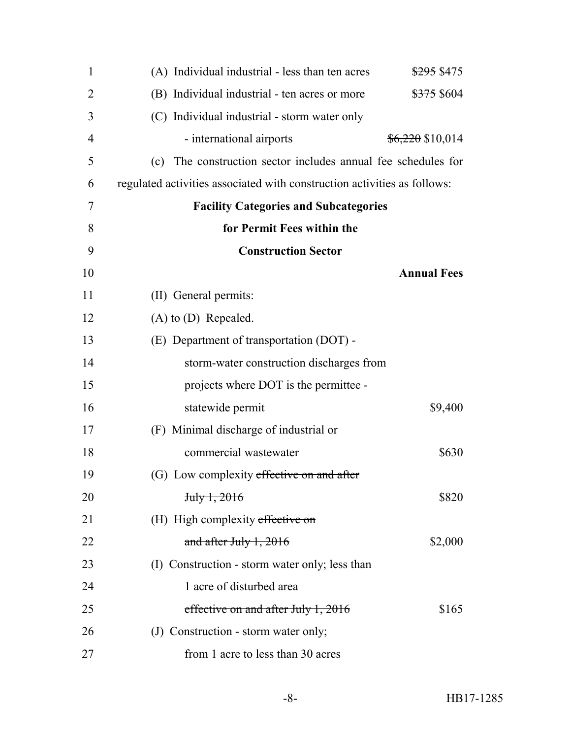(A) Individual industrial - less than ten acres ~~$295~~ $475

(B) Individual industrial - ten acres or more ~~$375~~ $604

(C) Individual industrial - storm water only - international airports ~~$6,220~~ $10,014

(c) The construction sector includes annual fee schedules for regulated activities associated with construction activities as follows:

**Facility Categories and Subcategories for Permit Fees within the Construction Sector**

| | **Annual Fees** |
|---|---|
| (II) General permits: | |
| (A) to (D) Repealed. | |
| (E) Department of transportation (DOT) - storm-water construction discharges from projects where DOT is the permittee - statewide permit | $9,400 |
| (F) Minimal discharge of industrial or commercial wastewater | $630 |
| (G) Low complexity ~~effective on and after July 1, 2016~~ | $820 |
| (H) High complexity ~~effective on and after July 1, 2016~~ | $2,000 |
| (I) Construction - storm water only; less than 1 acre of disturbed area ~~effective on and after July 1, 2016~~ | $165 |
| (J) Construction - storm water only; from 1 acre to less than 30 acres | |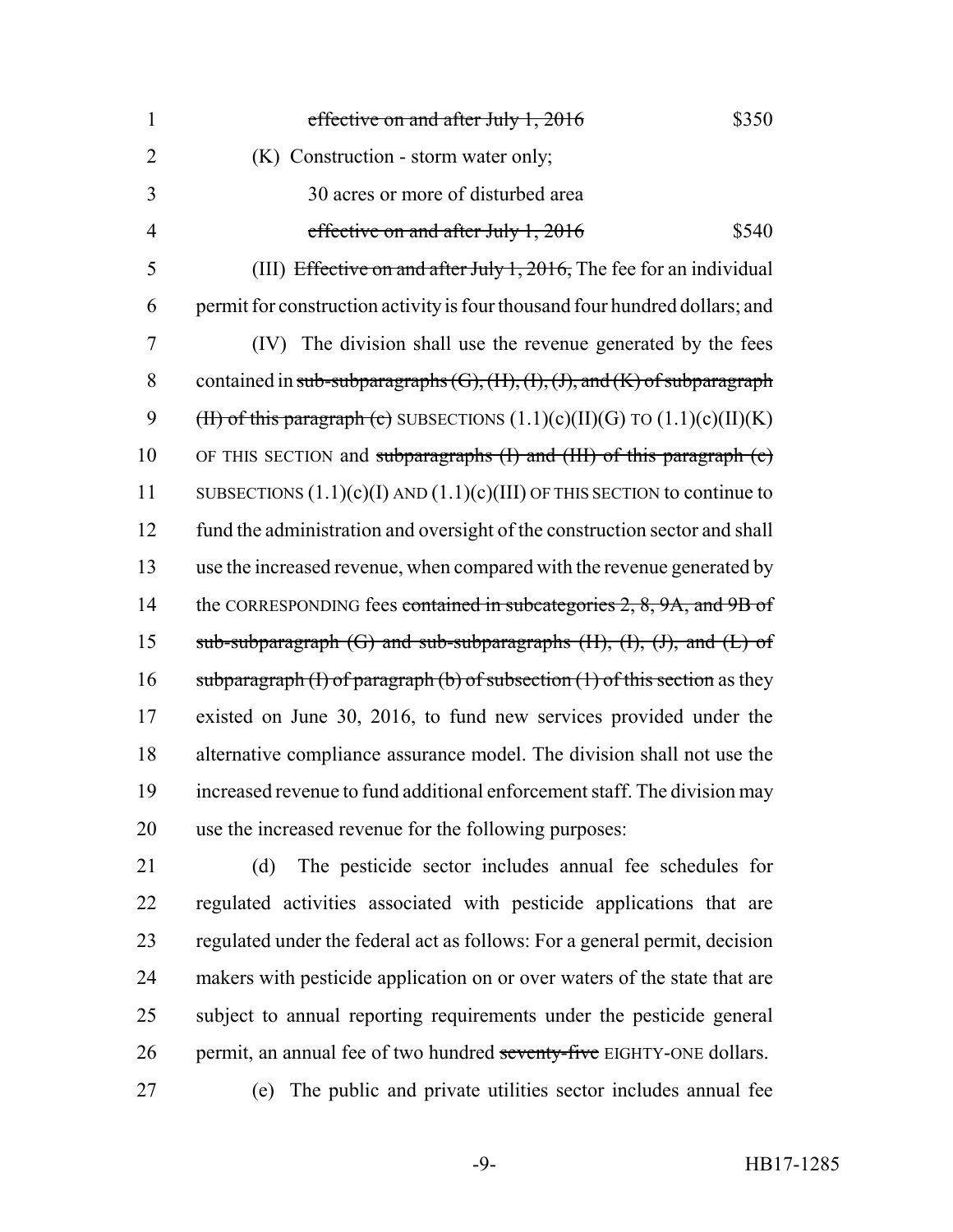effective on and after July 1, 2016 $350

(K) Construction - storm water only;

30 acres or more of disturbed area

effective on and after July 1, 2016 $540

(III) Effective on and after July 1, 2016, The fee for an individual permit for construction activity is four thousand four hundred dollars; and

(IV) The division shall use the revenue generated by the fees contained in sub-subparagraphs (G), (H), (I), (J), and (K) of subparagraph (II) of this paragraph (c) SUBSECTIONS (1.1)(c)(II)(G) TO (1.1)(c)(II)(K) OF THIS SECTION and subparagraphs (I) and (III) of this paragraph (c) SUBSECTIONS (1.1)(c)(I) AND (1.1)(c)(III) OF THIS SECTION to continue to fund the administration and oversight of the construction sector and shall use the increased revenue, when compared with the revenue generated by the CORRESPONDING fees contained in subcategories 2, 8, 9A, and 9B of sub-subparagraph (G) and sub-subparagraphs (H), (I), (J), and (L) of subparagraph (I) of paragraph (b) of subsection (1) of this section as they existed on June 30, 2016, to fund new services provided under the alternative compliance assurance model. The division shall not use the increased revenue to fund additional enforcement staff. The division may use the increased revenue for the following purposes:

(d) The pesticide sector includes annual fee schedules for regulated activities associated with pesticide applications that are regulated under the federal act as follows: For a general permit, decision makers with pesticide application on or over waters of the state that are subject to annual reporting requirements under the pesticide general permit, an annual fee of two hundred seventy-five EIGHTY-ONE dollars.

(e) The public and private utilities sector includes annual fee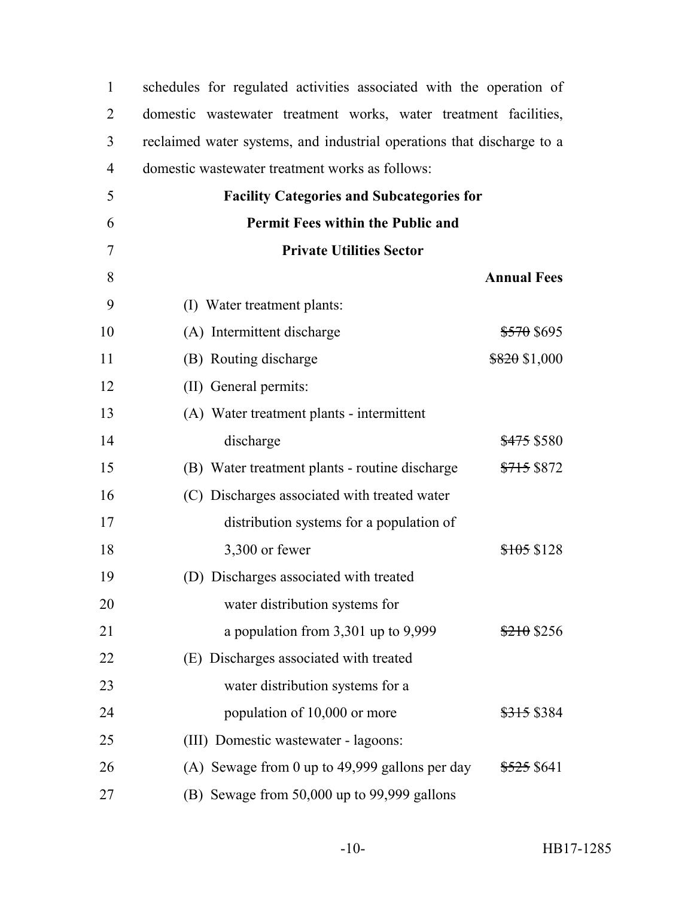schedules for regulated activities associated with the operation of domestic wastewater treatment works, water treatment facilities, reclaimed water systems, and industrial operations that discharge to a domestic wastewater treatment works as follows:

**Facility Categories and Subcategories for Permit Fees within the Public and Private Utilities Sector**

| | Annual Fees |
|---|---|
| (I) Water treatment plants: | |
| (A) Intermittent discharge | ~~$570~~ $695 |
| (B) Routing discharge | ~~$820~~ $1,000 |
| (II) General permits: | |
| (A) Water treatment plants - intermittent discharge | ~~$475~~ $580 |
| (B) Water treatment plants - routine discharge | ~~$715~~ $872 |
| (C) Discharges associated with treated water distribution systems for a population of 3,300 or fewer | ~~$105~~ $128 |
| (D) Discharges associated with treated water distribution systems for a population from 3,301 up to 9,999 | ~~$210~~ $256 |
| (E) Discharges associated with treated water distribution systems for a population of 10,000 or more | ~~$315~~ $384 |
| (III) Domestic wastewater - lagoons: | |
| (A) Sewage from 0 up to 49,999 gallons per day | ~~$525~~ $641 |
| (B) Sewage from 50,000 up to 99,999 gallons | |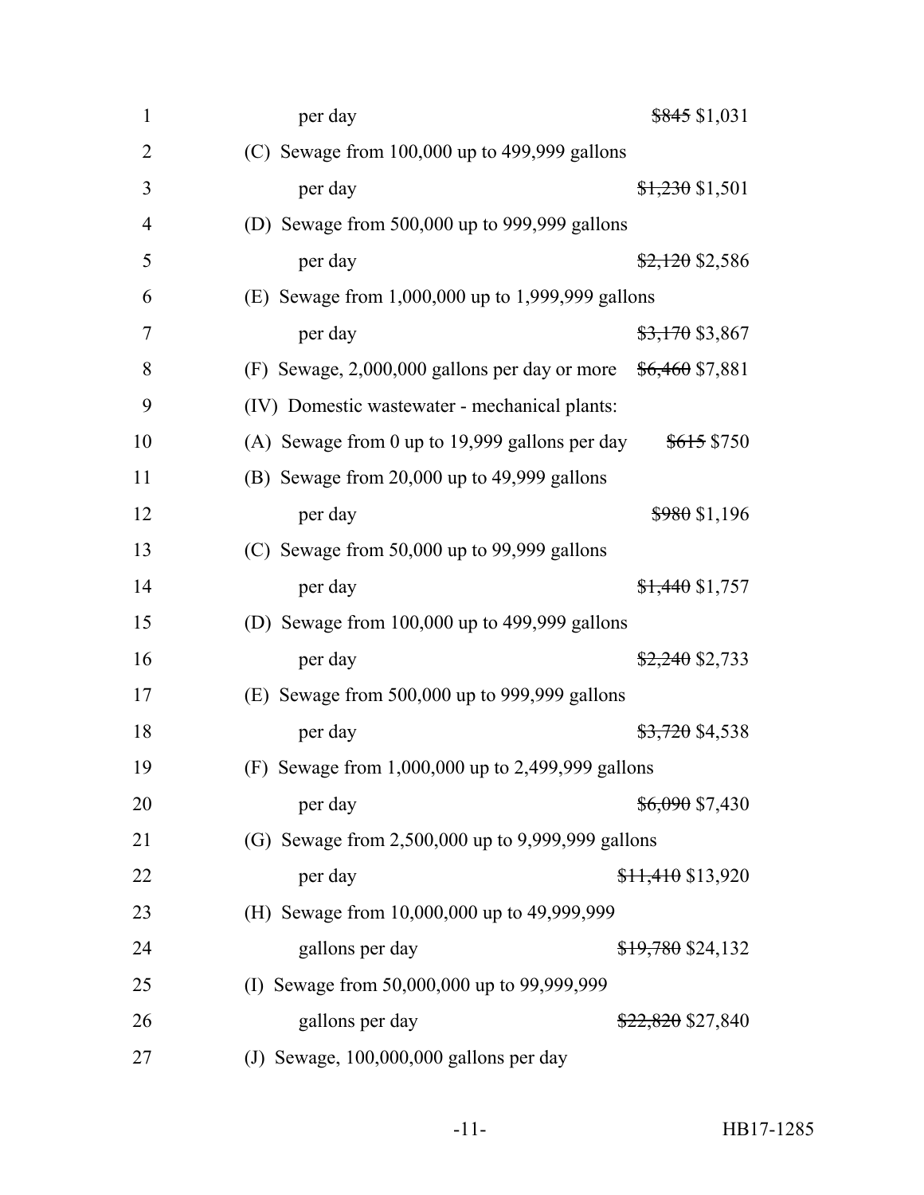per day ~~$845~~ $1,031

(C) Sewage from 100,000 up to 499,999 gallons per day ~~$1,230~~ $1,501

(D) Sewage from 500,000 up to 999,999 gallons per day ~~$2,120~~ $2,586

(E) Sewage from 1,000,000 up to 1,999,999 gallons per day ~~$3,170~~ $3,867

(F) Sewage, 2,000,000 gallons per day or more ~~$6,460~~ $7,881

(IV) Domestic wastewater - mechanical plants:

(A) Sewage from 0 up to 19,999 gallons per day ~~$615~~ $750

(B) Sewage from 20,000 up to 49,999 gallons per day ~~$980~~ $1,196

(C) Sewage from 50,000 up to 99,999 gallons per day ~~$1,440~~ $1,757

(D) Sewage from 100,000 up to 499,999 gallons per day ~~$2,240~~ $2,733

(E) Sewage from 500,000 up to 999,999 gallons per day ~~$3,720~~ $4,538

(F) Sewage from 1,000,000 up to 2,499,999 gallons per day ~~$6,090~~ $7,430

(G) Sewage from 2,500,000 up to 9,999,999 gallons per day ~~$11,410~~ $13,920

(H) Sewage from 10,000,000 up to 49,999,999 gallons per day ~~$19,780~~ $24,132

(I) Sewage from 50,000,000 up to 99,999,999 gallons per day ~~$22,820~~ $27,840

(J) Sewage, 100,000,000 gallons per day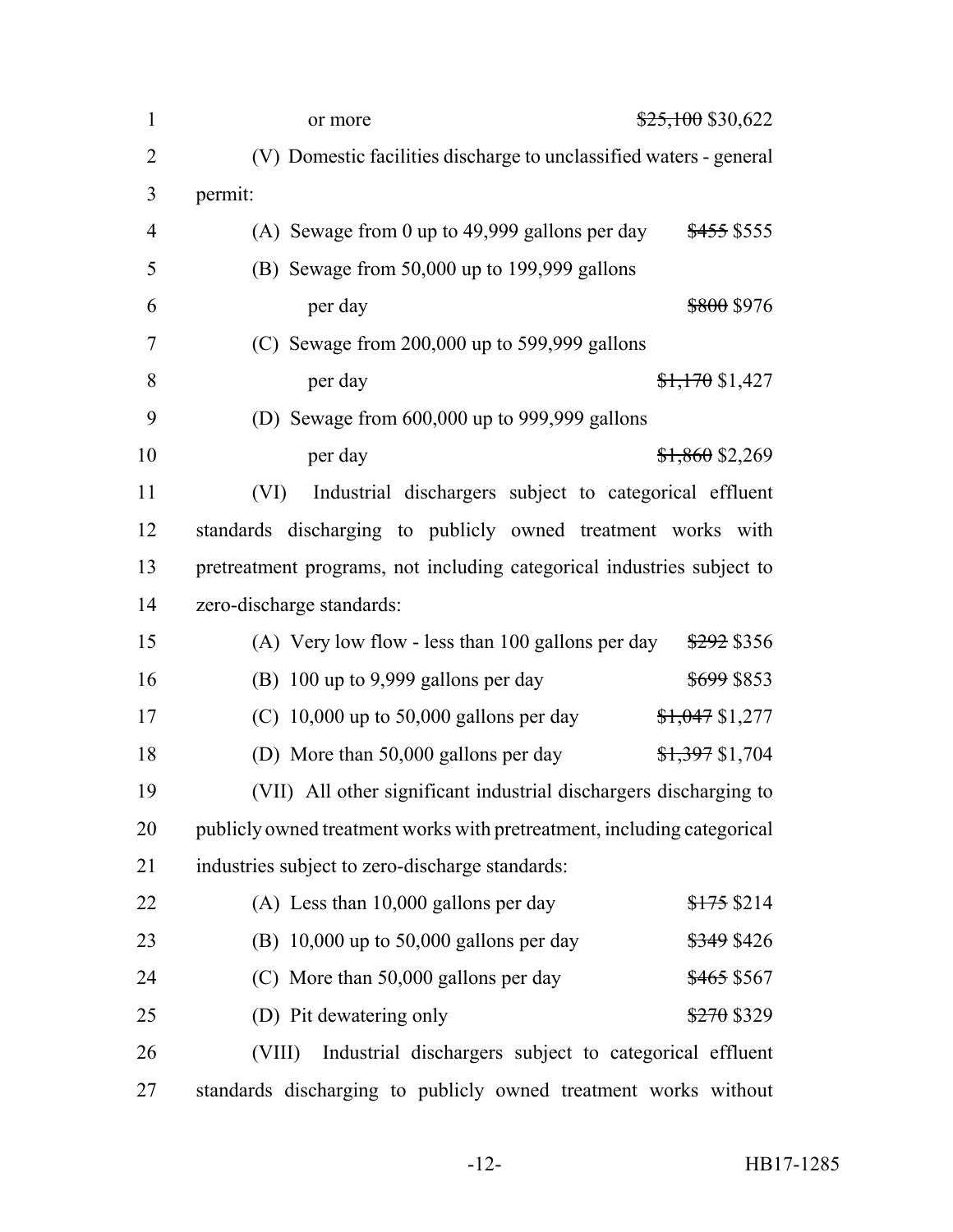or more ~~$25,100~~ $30,622

(V) Domestic facilities discharge to unclassified waters - general permit:

(A) Sewage from 0 up to 49,999 gallons per day ~~$455~~ $555

(B) Sewage from 50,000 up to 199,999 gallons per day ~~$800~~ $976

(C) Sewage from 200,000 up to 599,999 gallons per day ~~$1,170~~ $1,427

(D) Sewage from 600,000 up to 999,999 gallons per day ~~$1,860~~ $2,269

(VI) Industrial dischargers subject to categorical effluent standards discharging to publicly owned treatment works with pretreatment programs, not including categorical industries subject to zero-discharge standards:

(A) Very low flow - less than 100 gallons per day ~~$292~~ $356

(B) 100 up to 9,999 gallons per day ~~$699~~ $853

(C) 10,000 up to 50,000 gallons per day ~~$1,047~~ $1,277

(D) More than 50,000 gallons per day ~~$1,397~~ $1,704

(VII) All other significant industrial dischargers discharging to publicly owned treatment works with pretreatment, including categorical industries subject to zero-discharge standards:

(A) Less than 10,000 gallons per day ~~$175~~ $214

(B) 10,000 up to 50,000 gallons per day ~~$349~~ $426

(C) More than 50,000 gallons per day ~~$465~~ $567

(D) Pit dewatering only ~~$270~~ $329

(VIII) Industrial dischargers subject to categorical effluent standards discharging to publicly owned treatment works without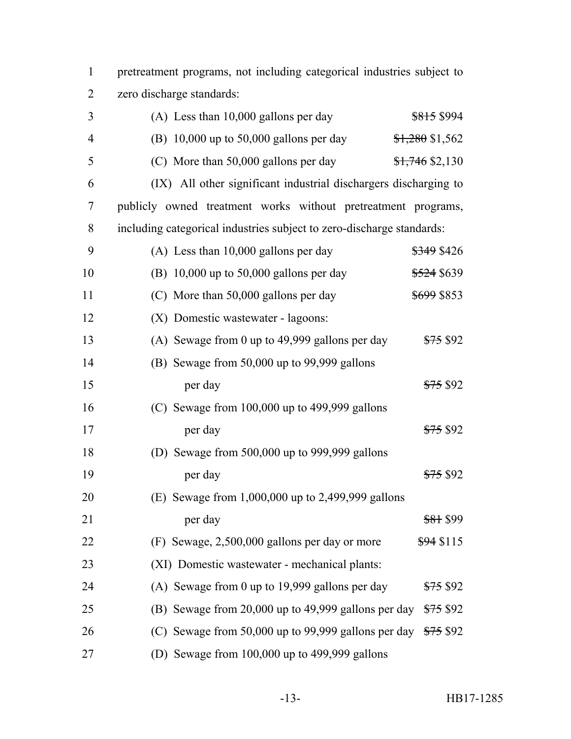pretreatment programs, not including categorical industries subject to zero discharge standards:

(A) Less than 10,000 gallons per day ~~$815~~ $994

(B) 10,000 up to 50,000 gallons per day ~~$1,280~~ $1,562

(C) More than 50,000 gallons per day ~~$1,746~~ $2,130

(IX) All other significant industrial dischargers discharging to publicly owned treatment works without pretreatment programs, including categorical industries subject to zero-discharge standards:

(A) Less than 10,000 gallons per day ~~$349~~ $426

(B) 10,000 up to 50,000 gallons per day ~~$524~~ $639

(C) More than 50,000 gallons per day ~~$699~~ $853

(X) Domestic wastewater - lagoons:

(A) Sewage from 0 up to 49,999 gallons per day ~~$75~~ $92

(B) Sewage from 50,000 up to 99,999 gallons per day ~~$75~~ $92

(C) Sewage from 100,000 up to 499,999 gallons per day ~~$75~~ $92

(D) Sewage from 500,000 up to 999,999 gallons per day ~~$75~~ $92

(E) Sewage from 1,000,000 up to 2,499,999 gallons per day ~~$81~~ $99

(F) Sewage, 2,500,000 gallons per day or more ~~$94~~ $115

(XI) Domestic wastewater - mechanical plants:

(A) Sewage from 0 up to 19,999 gallons per day ~~$75~~ $92

(B) Sewage from 20,000 up to 49,999 gallons per day ~~$75~~ $92

(C) Sewage from 50,000 up to 99,999 gallons per day ~~$75~~ $92

(D) Sewage from 100,000 up to 499,999 gallons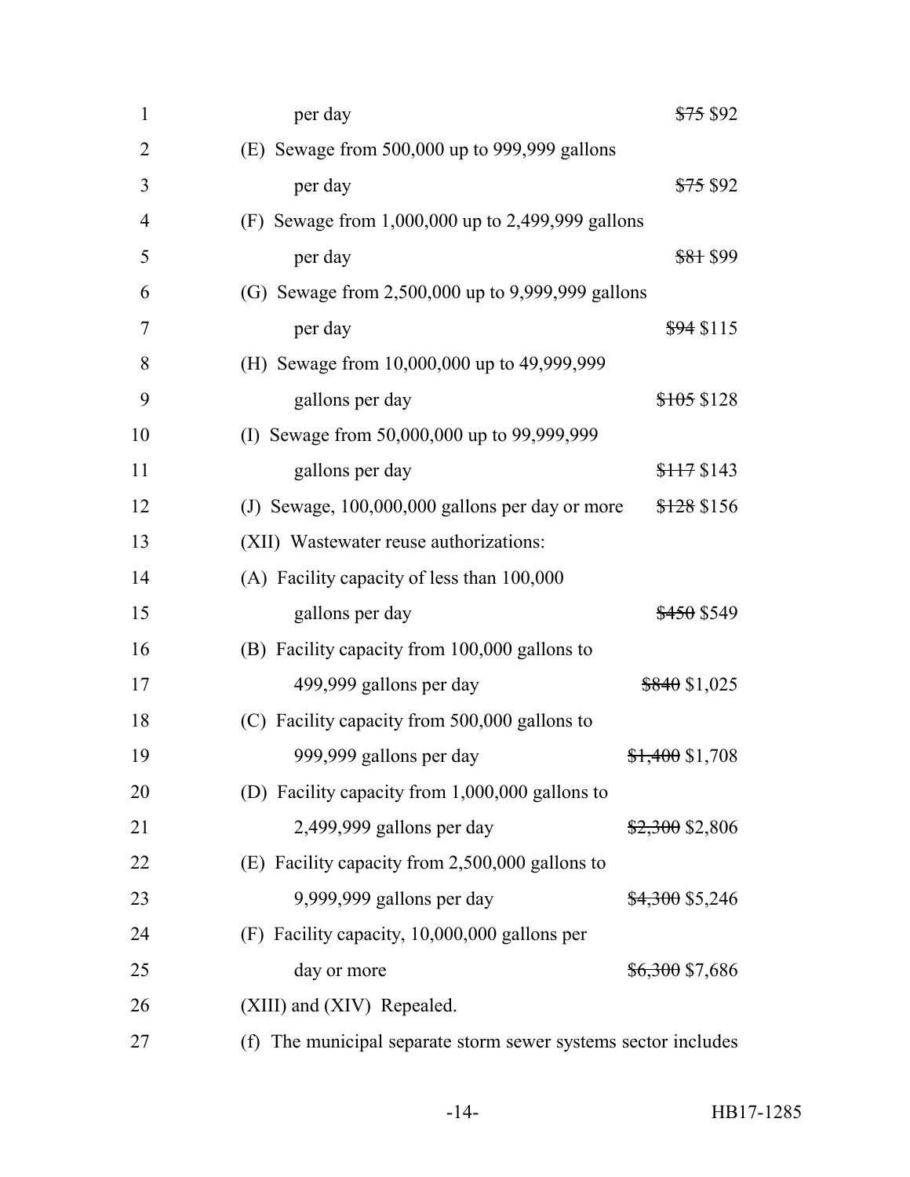per day ~~$75~~ $92

(E) Sewage from 500,000 up to 999,999 gallons per day ~~$75~~ $92

(F) Sewage from 1,000,000 up to 2,499,999 gallons per day ~~$81~~ $99

(G) Sewage from 2,500,000 up to 9,999,999 gallons per day ~~$94~~ $115

(H) Sewage from 10,000,000 up to 49,999,999 gallons per day ~~$105~~ $128

(I) Sewage from 50,000,000 up to 99,999,999 gallons per day ~~$117~~ $143

(J) Sewage, 100,000,000 gallons per day or more ~~$128~~ $156

(XII) Wastewater reuse authorizations:

(A) Facility capacity of less than 100,000 gallons per day ~~$450~~ $549

(B) Facility capacity from 100,000 gallons to 499,999 gallons per day ~~$840~~ $1,025

(C) Facility capacity from 500,000 gallons to 999,999 gallons per day ~~$1,400~~ $1,708

(D) Facility capacity from 1,000,000 gallons to 2,499,999 gallons per day ~~$2,300~~ $2,806

(E) Facility capacity from 2,500,000 gallons to 9,999,999 gallons per day ~~$4,300~~ $5,246

(F) Facility capacity, 10,000,000 gallons per day or more ~~$6,300~~ $7,686

(XIII) and (XIV) Repealed.

(f) The municipal separate storm sewer systems sector includes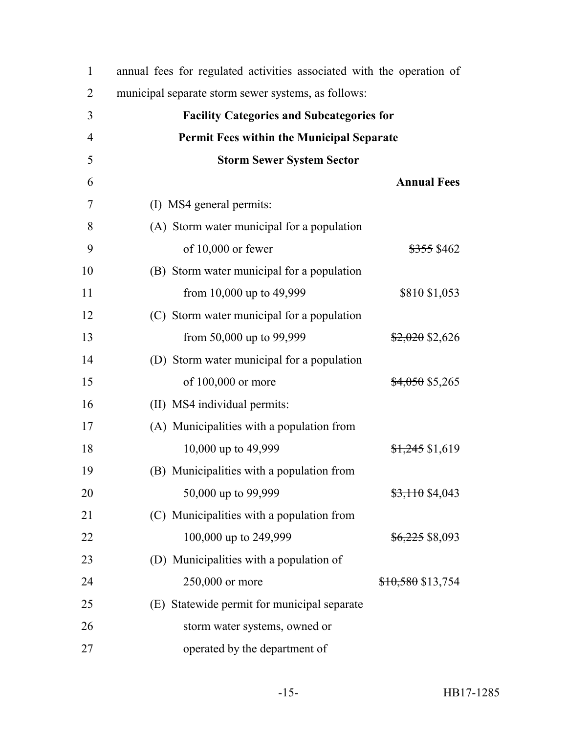annual fees for regulated activities associated with the operation of municipal separate storm sewer systems, as follows:

**Facility Categories and Subcategories for Permit Fees within the Municipal Separate Storm Sewer System Sector**

| | Annual Fees |
|---|---|
| (I) MS4 general permits: | |
| (A) Storm water municipal for a population of 10,000 or fewer | ~~$355~~ $462 |
| (B) Storm water municipal for a population from 10,000 up to 49,999 | ~~$810~~ $1,053 |
| (C) Storm water municipal for a population from 50,000 up to 99,999 | ~~$2,020~~ $2,626 |
| (D) Storm water municipal for a population of 100,000 or more | ~~$4,050~~ $5,265 |
| (II) MS4 individual permits: | |
| (A) Municipalities with a population from 10,000 up to 49,999 | ~~$1,245~~ $1,619 |
| (B) Municipalities with a population from 50,000 up to 99,999 | ~~$3,110~~ $4,043 |
| (C) Municipalities with a population from 100,000 up to 249,999 | ~~$6,225~~ $8,093 |
| (D) Municipalities with a population of 250,000 or more | ~~$10,580~~ $13,754 |
| (E) Statewide permit for municipal separate storm water systems, owned or operated by the department of | |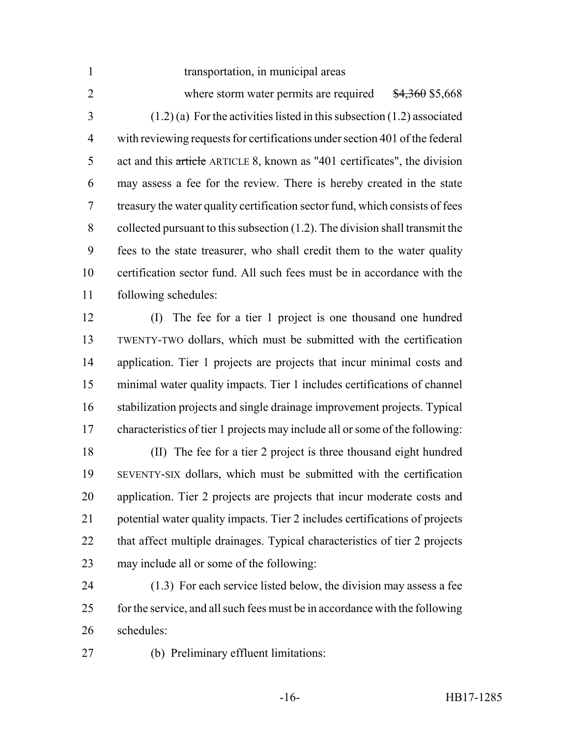transportation, in municipal areas

where storm water permits are required ~~$4,360~~ $5,668

(1.2) (a) For the activities listed in this subsection (1.2) associated with reviewing requests for certifications under section 401 of the federal act and this ~~article~~ ARTICLE 8, known as "401 certificates", the division may assess a fee for the review. There is hereby created in the state treasury the water quality certification sector fund, which consists of fees collected pursuant to this subsection (1.2). The division shall transmit the fees to the state treasurer, who shall credit them to the water quality certification sector fund. All such fees must be in accordance with the following schedules:

(I) The fee for a tier 1 project is one thousand one hundred TWENTY-TWO dollars, which must be submitted with the certification application. Tier 1 projects are projects that incur minimal costs and minimal water quality impacts. Tier 1 includes certifications of channel stabilization projects and single drainage improvement projects. Typical characteristics of tier 1 projects may include all or some of the following:

(II) The fee for a tier 2 project is three thousand eight hundred SEVENTY-SIX dollars, which must be submitted with the certification application. Tier 2 projects are projects that incur moderate costs and potential water quality impacts. Tier 2 includes certifications of projects that affect multiple drainages. Typical characteristics of tier 2 projects may include all or some of the following:

(1.3) For each service listed below, the division may assess a fee for the service, and all such fees must be in accordance with the following schedules:

(b) Preliminary effluent limitations: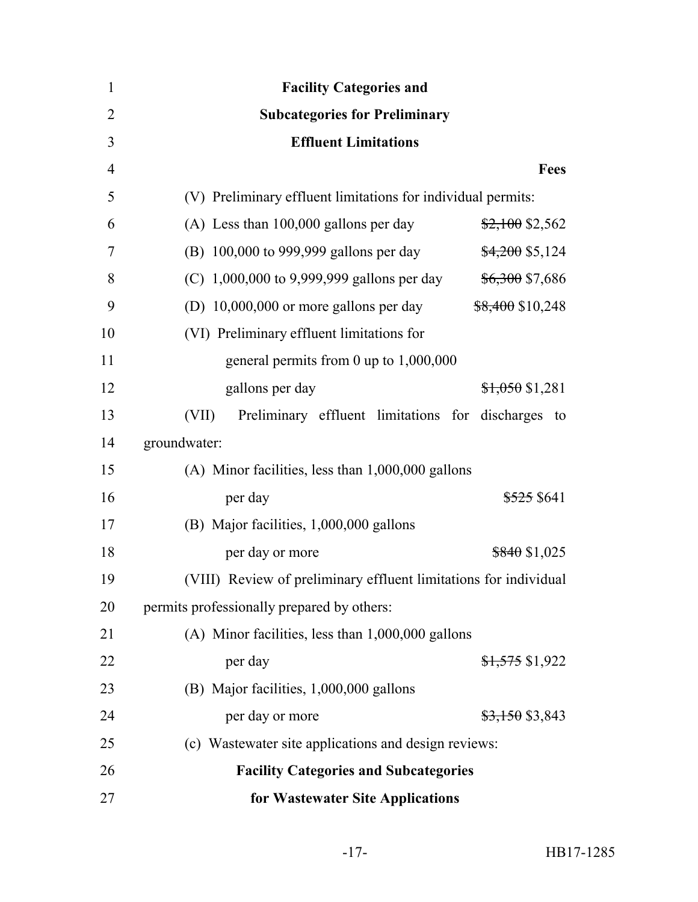**Facility Categories and Subcategories for Preliminary Effluent Limitations**

**Fees**

(V) Preliminary effluent limitations for individual permits:

(A) Less than 100,000 gallons per day ~~$2,100~~ $2,562

(B) 100,000 to 999,999 gallons per day ~~$4,200~~ $5,124

(C) 1,000,000 to 9,999,999 gallons per day ~~$6,300~~ $7,686

(D) 10,000,000 or more gallons per day ~~$8,400~~ $10,248

(VI) Preliminary effluent limitations for general permits from 0 up to 1,000,000 gallons per day ~~$1,050~~ $1,281

(VII) Preliminary effluent limitations for discharges to groundwater:

(A) Minor facilities, less than 1,000,000 gallons per day ~~$525~~ $641

(B) Major facilities, 1,000,000 gallons per day or more ~~$840~~ $1,025

(VIII) Review of preliminary effluent limitations for individual permits professionally prepared by others:

(A) Minor facilities, less than 1,000,000 gallons per day ~~$1,575~~ $1,922

(B) Major facilities, 1,000,000 gallons per day or more ~~$3,150~~ $3,843

(c) Wastewater site applications and design reviews:

**Facility Categories and Subcategories for Wastewater Site Applications**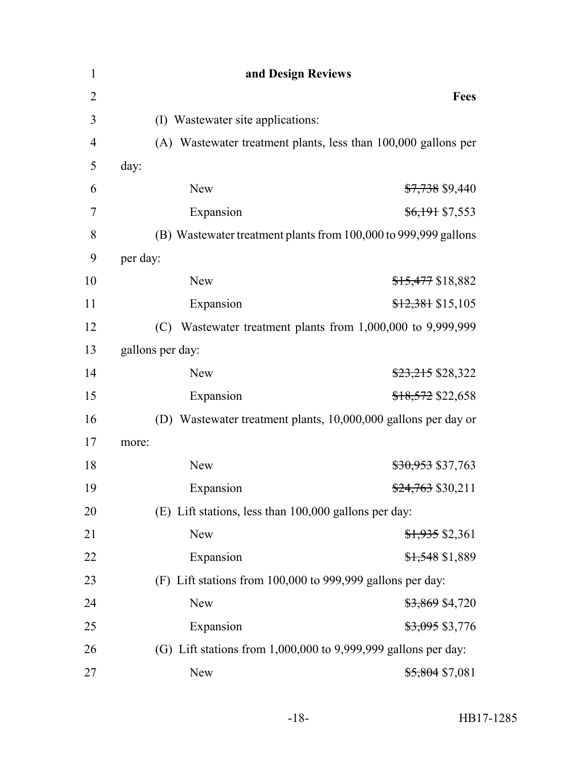**and Design Reviews**

**Fees**

(I) Wastewater site applications:

(A) Wastewater treatment plants, less than 100,000 gallons per day:

| | |
|---|---|
| New | ~~$7,738~~ $9,440 |
| Expansion | ~~$6,191~~ $7,553 |

(B) Wastewater treatment plants from 100,000 to 999,999 gallons per day:

| | |
|---|---|
| New | ~~$15,477~~ $18,882 |
| Expansion | ~~$12,381~~ $15,105 |

(C) Wastewater treatment plants from 1,000,000 to 9,999,999 gallons per day:

| | |
|---|---|
| New | ~~$23,215~~ $28,322 |
| Expansion | ~~$18,572~~ $22,658 |

(D) Wastewater treatment plants, 10,000,000 gallons per day or more:

| | |
|---|---|
| New | ~~$30,953~~ $37,763 |
| Expansion | ~~$24,763~~ $30,211 |

(E) Lift stations, less than 100,000 gallons per day:

| | |
|---|---|
| New | ~~$1,935~~ $2,361 |
| Expansion | ~~$1,548~~ $1,889 |

(F) Lift stations from 100,000 to 999,999 gallons per day:

| | |
|---|---|
| New | ~~$3,869~~ $4,720 |
| Expansion | ~~$3,095~~ $3,776 |

(G) Lift stations from 1,000,000 to 9,999,999 gallons per day:

| | |
|---|---|
| New | ~~$5,804~~ $7,081 |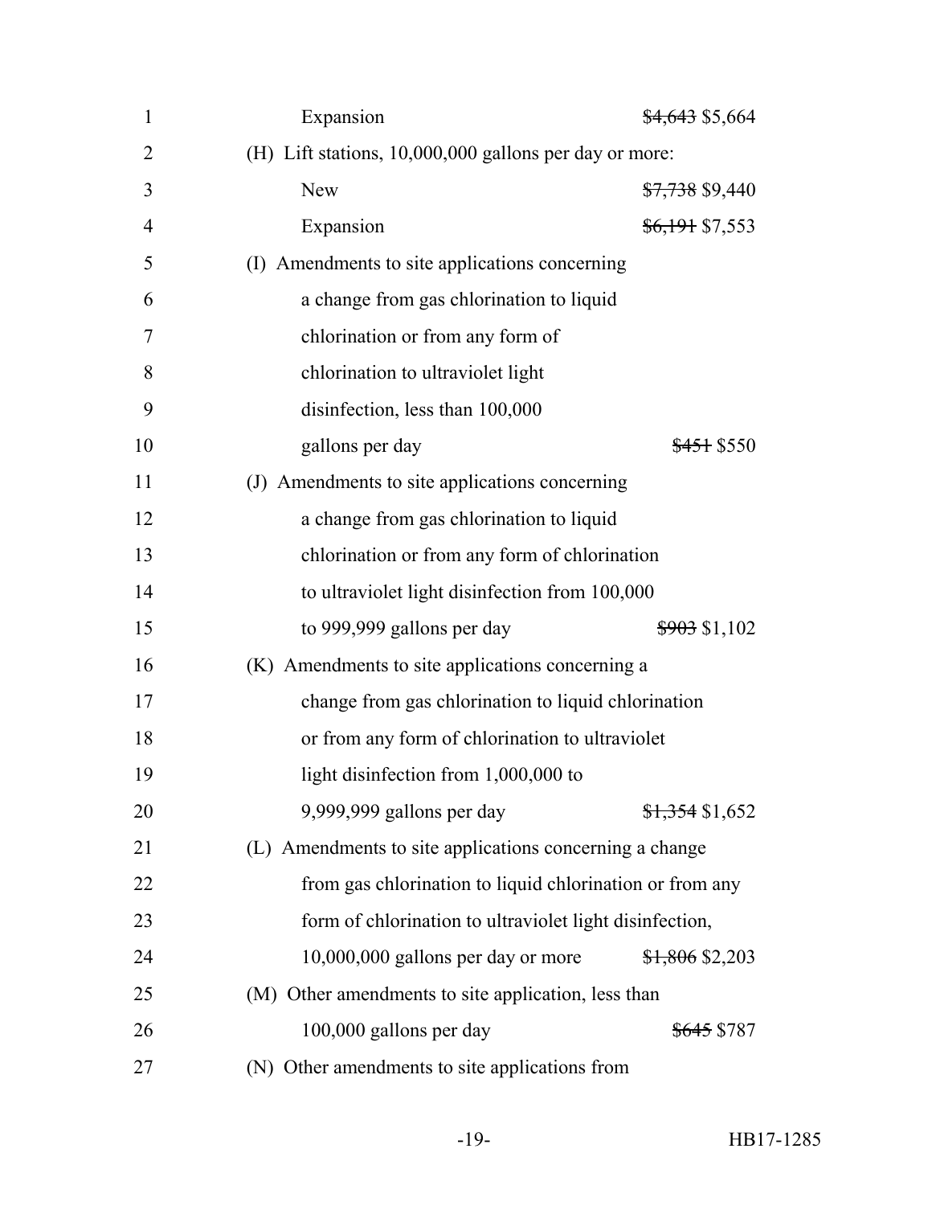Expansion ~~$4,643~~ $5,664

(H) Lift stations, 10,000,000 gallons per day or more:

New ~~$7,738~~ $9,440

Expansion ~~$6,191~~ $7,553

(I) Amendments to site applications concerning a change from gas chlorination to liquid chlorination or from any form of chlorination to ultraviolet light disinfection, less than 100,000 gallons per day ~~$451~~ $550

(J) Amendments to site applications concerning a change from gas chlorination to liquid chlorination or from any form of chlorination to ultraviolet light disinfection from 100,000 to 999,999 gallons per day ~~$903~~ $1,102

(K) Amendments to site applications concerning a change from gas chlorination to liquid chlorination or from any form of chlorination to ultraviolet light disinfection from 1,000,000 to 9,999,999 gallons per day ~~$1,354~~ $1,652

(L) Amendments to site applications concerning a change from gas chlorination to liquid chlorination or from any form of chlorination to ultraviolet light disinfection, 10,000,000 gallons per day or more ~~$1,806~~ $2,203

(M) Other amendments to site application, less than 100,000 gallons per day ~~$645~~ $787

(N) Other amendments to site applications from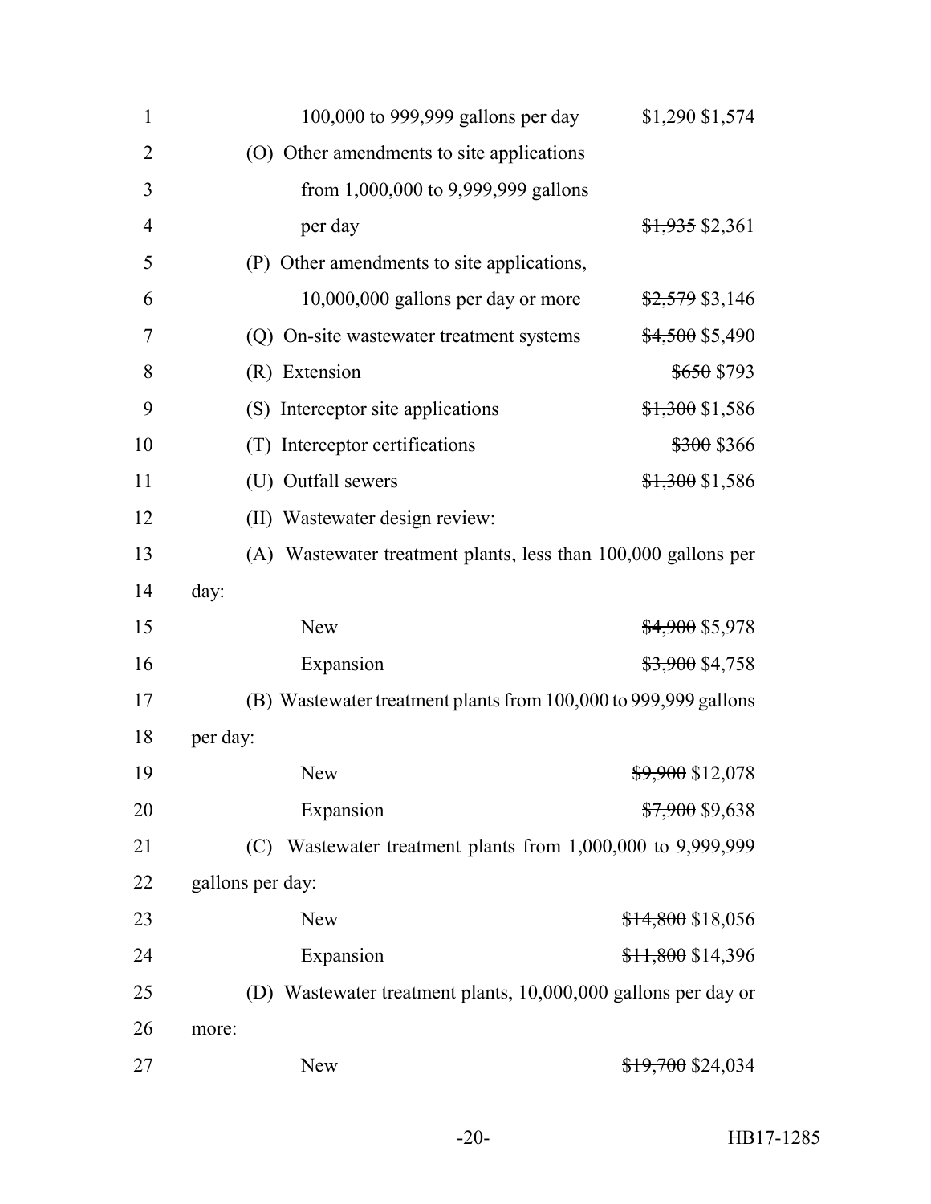100,000 to 999,999 gallons per day ~~$1,290~~ $1,574

(O) Other amendments to site applications from 1,000,000 to 9,999,999 gallons per day ~~$1,935~~ $2,361

(P) Other amendments to site applications, 10,000,000 gallons per day or more ~~$2,579~~ $3,146

(Q) On-site wastewater treatment systems ~~$4,500~~ $5,490

(R) Extension ~~$650~~ $793

(S) Interceptor site applications ~~$1,300~~ $1,586

(T) Interceptor certifications ~~$300~~ $366

(U) Outfall sewers ~~$1,300~~ $1,586

(II) Wastewater design review:

(A) Wastewater treatment plants, less than 100,000 gallons per day:

New ~~$4,900~~ $5,978

Expansion ~~$3,900~~ $4,758

(B) Wastewater treatment plants from 100,000 to 999,999 gallons per day:

New ~~$9,900~~ $12,078

Expansion ~~$7,900~~ $9,638

(C) Wastewater treatment plants from 1,000,000 to 9,999,999 gallons per day:

New ~~$14,800~~ $18,056

Expansion ~~$11,800~~ $14,396

(D) Wastewater treatment plants, 10,000,000 gallons per day or more:

New ~~$19,700~~ $24,034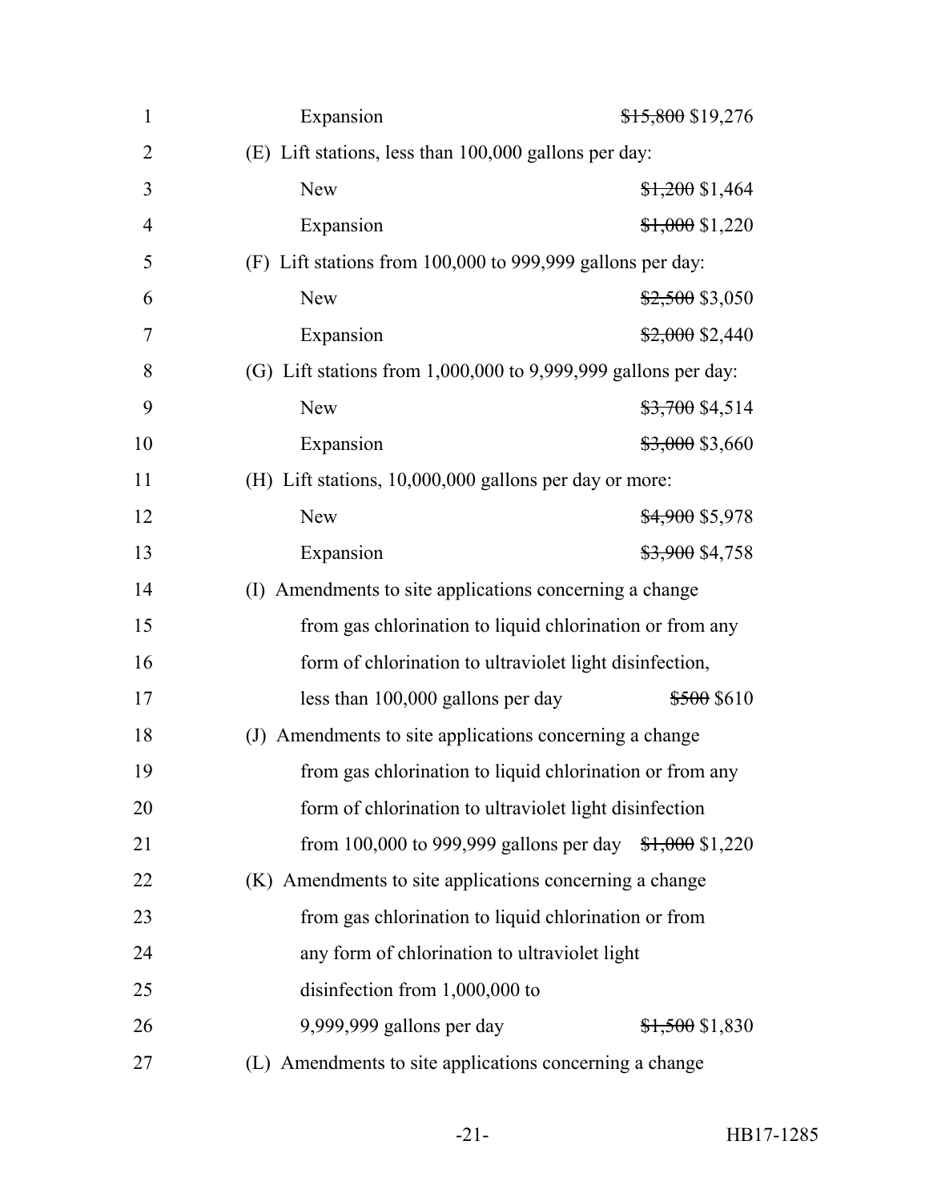Expansion ~~$15,800~~ $19,276

(E) Lift stations, less than 100,000 gallons per day:

New ~~$1,200~~ $1,464

Expansion ~~$1,000~~ $1,220

(F) Lift stations from 100,000 to 999,999 gallons per day:

New ~~$2,500~~ $3,050

Expansion ~~$2,000~~ $2,440

(G) Lift stations from 1,000,000 to 9,999,999 gallons per day:

New ~~$3,700~~ $4,514

Expansion ~~$3,000~~ $3,660

(H) Lift stations, 10,000,000 gallons per day or more:

New ~~$4,900~~ $5,978

Expansion ~~$3,900~~ $4,758

(I) Amendments to site applications concerning a change from gas chlorination to liquid chlorination or from any form of chlorination to ultraviolet light disinfection, less than 100,000 gallons per day ~~$500~~ $610

(J) Amendments to site applications concerning a change from gas chlorination to liquid chlorination or from any form of chlorination to ultraviolet light disinfection from 100,000 to 999,999 gallons per day ~~$1,000~~ $1,220

(K) Amendments to site applications concerning a change from gas chlorination to liquid chlorination or from any form of chlorination to ultraviolet light disinfection from 1,000,000 to 9,999,999 gallons per day ~~$1,500~~ $1,830

(L) Amendments to site applications concerning a change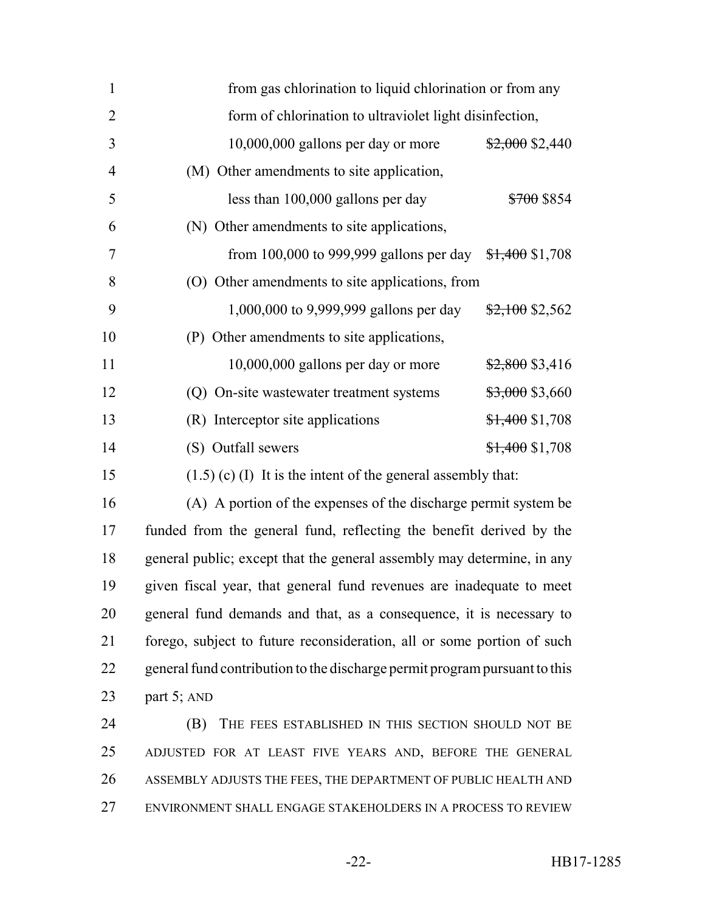from gas chlorination to liquid chlorination or from any form of chlorination to ultraviolet light disinfection, 10,000,000 gallons per day or more ~~$2,000~~ $2,440

(M) Other amendments to site application, less than 100,000 gallons per day ~~$700~~ $854

(N) Other amendments to site applications, from 100,000 to 999,999 gallons per day ~~$1,400~~ $1,708

(O) Other amendments to site applications, from 1,000,000 to 9,999,999 gallons per day ~~$2,100~~ $2,562

(P) Other amendments to site applications, 10,000,000 gallons per day or more ~~$2,800~~ $3,416

(Q) On-site wastewater treatment systems ~~$3,000~~ $3,660

(R) Interceptor site applications ~~$1,400~~ $1,708

(S) Outfall sewers ~~$1,400~~ $1,708

(1.5) (c) (I) It is the intent of the general assembly that:

(A) A portion of the expenses of the discharge permit system be funded from the general fund, reflecting the benefit derived by the general public; except that the general assembly may determine, in any given fiscal year, that general fund revenues are inadequate to meet general fund demands and that, as a consequence, it is necessary to forego, subject to future reconsideration, all or some portion of such general fund contribution to the discharge permit program pursuant to this part 5; AND

(B) THE FEES ESTABLISHED IN THIS SECTION SHOULD NOT BE ADJUSTED FOR AT LEAST FIVE YEARS AND, BEFORE THE GENERAL ASSEMBLY ADJUSTS THE FEES, THE DEPARTMENT OF PUBLIC HEALTH AND ENVIRONMENT SHALL ENGAGE STAKEHOLDERS IN A PROCESS TO REVIEW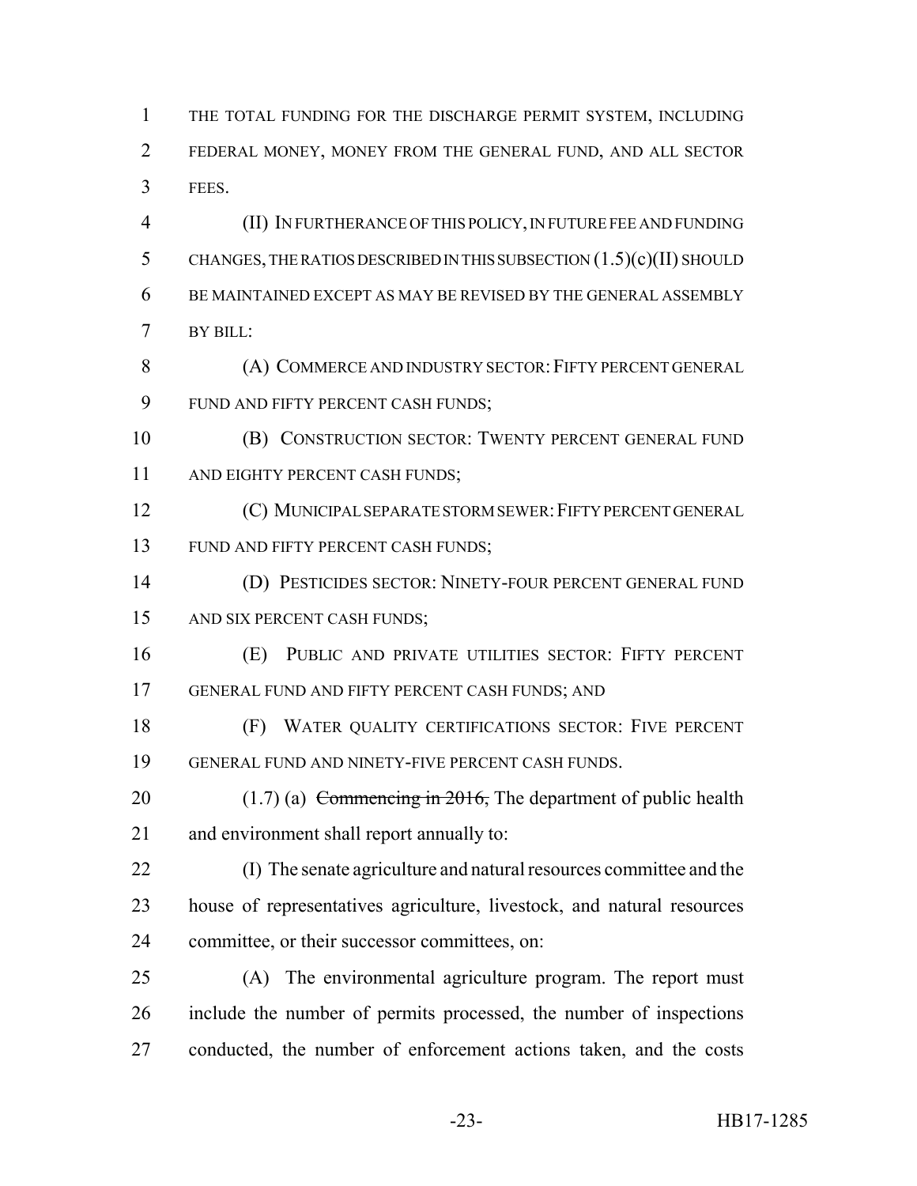THE TOTAL FUNDING FOR THE DISCHARGE PERMIT SYSTEM, INCLUDING FEDERAL MONEY, MONEY FROM THE GENERAL FUND, AND ALL SECTOR FEES.

(II) IN FURTHERANCE OF THIS POLICY, IN FUTURE FEE AND FUNDING CHANGES, THE RATIOS DESCRIBED IN THIS SUBSECTION (1.5)(c)(II) SHOULD BE MAINTAINED EXCEPT AS MAY BE REVISED BY THE GENERAL ASSEMBLY BY BILL:

(A) COMMERCE AND INDUSTRY SECTOR: FIFTY PERCENT GENERAL FUND AND FIFTY PERCENT CASH FUNDS;

(B) CONSTRUCTION SECTOR: TWENTY PERCENT GENERAL FUND AND EIGHTY PERCENT CASH FUNDS;

(C) MUNICIPAL SEPARATE STORM SEWER: FIFTY PERCENT GENERAL FUND AND FIFTY PERCENT CASH FUNDS;

(D) PESTICIDES SECTOR: NINETY-FOUR PERCENT GENERAL FUND AND SIX PERCENT CASH FUNDS;

(E) PUBLIC AND PRIVATE UTILITIES SECTOR: FIFTY PERCENT GENERAL FUND AND FIFTY PERCENT CASH FUNDS; AND

(F) WATER QUALITY CERTIFICATIONS SECTOR: FIVE PERCENT GENERAL FUND AND NINETY-FIVE PERCENT CASH FUNDS.

(1.7) (a) ~~Commencing in 2016,~~ The department of public health and environment shall report annually to:

(I) The senate agriculture and natural resources committee and the house of representatives agriculture, livestock, and natural resources committee, or their successor committees, on:

(A) The environmental agriculture program. The report must include the number of permits processed, the number of inspections conducted, the number of enforcement actions taken, and the costs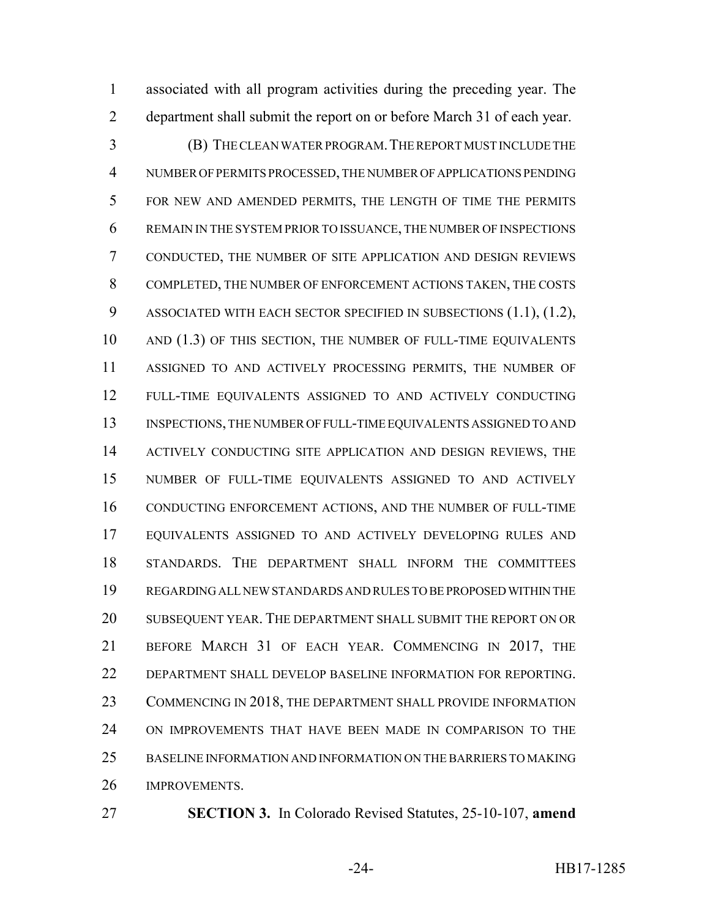associated with all program activities during the preceding year. The department shall submit the report on or before March 31 of each year.

(B) THE CLEAN WATER PROGRAM. THE REPORT MUST INCLUDE THE NUMBER OF PERMITS PROCESSED, THE NUMBER OF APPLICATIONS PENDING FOR NEW AND AMENDED PERMITS, THE LENGTH OF TIME THE PERMITS REMAIN IN THE SYSTEM PRIOR TO ISSUANCE, THE NUMBER OF INSPECTIONS CONDUCTED, THE NUMBER OF SITE APPLICATION AND DESIGN REVIEWS COMPLETED, THE NUMBER OF ENFORCEMENT ACTIONS TAKEN, THE COSTS ASSOCIATED WITH EACH SECTOR SPECIFIED IN SUBSECTIONS (1.1), (1.2), AND (1.3) OF THIS SECTION, THE NUMBER OF FULL-TIME EQUIVALENTS ASSIGNED TO AND ACTIVELY PROCESSING PERMITS, THE NUMBER OF FULL-TIME EQUIVALENTS ASSIGNED TO AND ACTIVELY CONDUCTING INSPECTIONS, THE NUMBER OF FULL-TIME EQUIVALENTS ASSIGNED TO AND ACTIVELY CONDUCTING SITE APPLICATION AND DESIGN REVIEWS, THE NUMBER OF FULL-TIME EQUIVALENTS ASSIGNED TO AND ACTIVELY CONDUCTING ENFORCEMENT ACTIONS, AND THE NUMBER OF FULL-TIME EQUIVALENTS ASSIGNED TO AND ACTIVELY DEVELOPING RULES AND STANDARDS. THE DEPARTMENT SHALL INFORM THE COMMITTEES REGARDING ALL NEW STANDARDS AND RULES TO BE PROPOSED WITHIN THE SUBSEQUENT YEAR. THE DEPARTMENT SHALL SUBMIT THE REPORT ON OR BEFORE MARCH 31 OF EACH YEAR. COMMENCING IN 2017, THE DEPARTMENT SHALL DEVELOP BASELINE INFORMATION FOR REPORTING. COMMENCING IN 2018, THE DEPARTMENT SHALL PROVIDE INFORMATION ON IMPROVEMENTS THAT HAVE BEEN MADE IN COMPARISON TO THE BASELINE INFORMATION AND INFORMATION ON THE BARRIERS TO MAKING IMPROVEMENTS.

**SECTION 3.** In Colorado Revised Statutes, 25-10-107, **amend**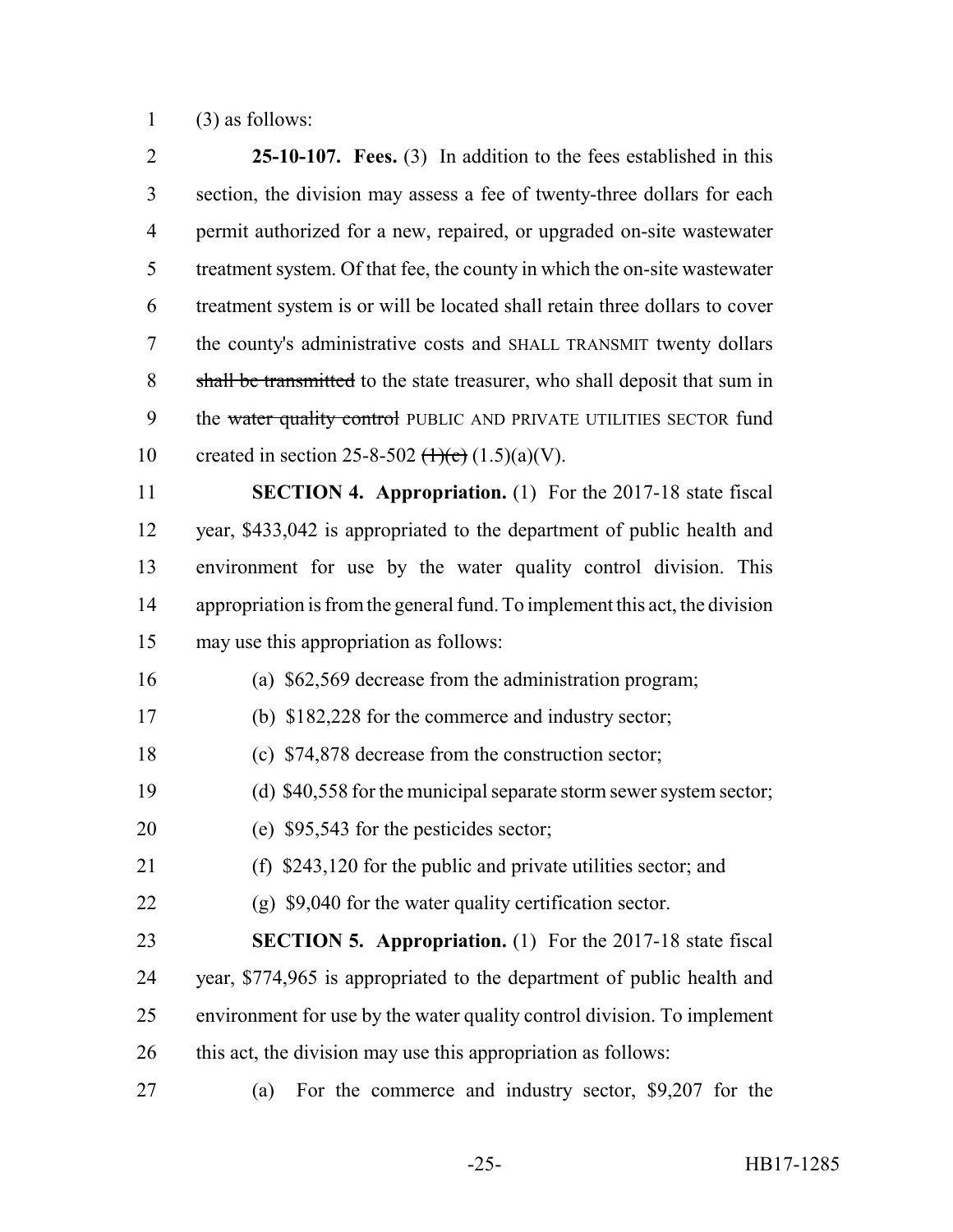(3) as follows:

**25-10-107. Fees.** (3) In addition to the fees established in this section, the division may assess a fee of twenty-three dollars for each permit authorized for a new, repaired, or upgraded on-site wastewater treatment system. Of that fee, the county in which the on-site wastewater treatment system is or will be located shall retain three dollars to cover the county's administrative costs and SHALL TRANSMIT twenty dollars ~~shall be transmitted~~ to the state treasurer, who shall deposit that sum in the ~~water quality control~~ PUBLIC AND PRIVATE UTILITIES SECTOR fund created in section 25-8-502 ~~(1)(c)~~ (1.5)(a)(V).

**SECTION 4. Appropriation.** (1) For the 2017-18 state fiscal year, $433,042 is appropriated to the department of public health and environment for use by the water quality control division. This appropriation is from the general fund. To implement this act, the division may use this appropriation as follows:

(a) $62,569 decrease from the administration program;

(b) $182,228 for the commerce and industry sector;

(c) $74,878 decrease from the construction sector;

(d) $40,558 for the municipal separate storm sewer system sector;

(e) $95,543 for the pesticides sector;

(f) $243,120 for the public and private utilities sector; and

(g) $9,040 for the water quality certification sector.

**SECTION 5. Appropriation.** (1) For the 2017-18 state fiscal year, $774,965 is appropriated to the department of public health and environment for use by the water quality control division. To implement this act, the division may use this appropriation as follows:

(a) For the commerce and industry sector, $9,207 for the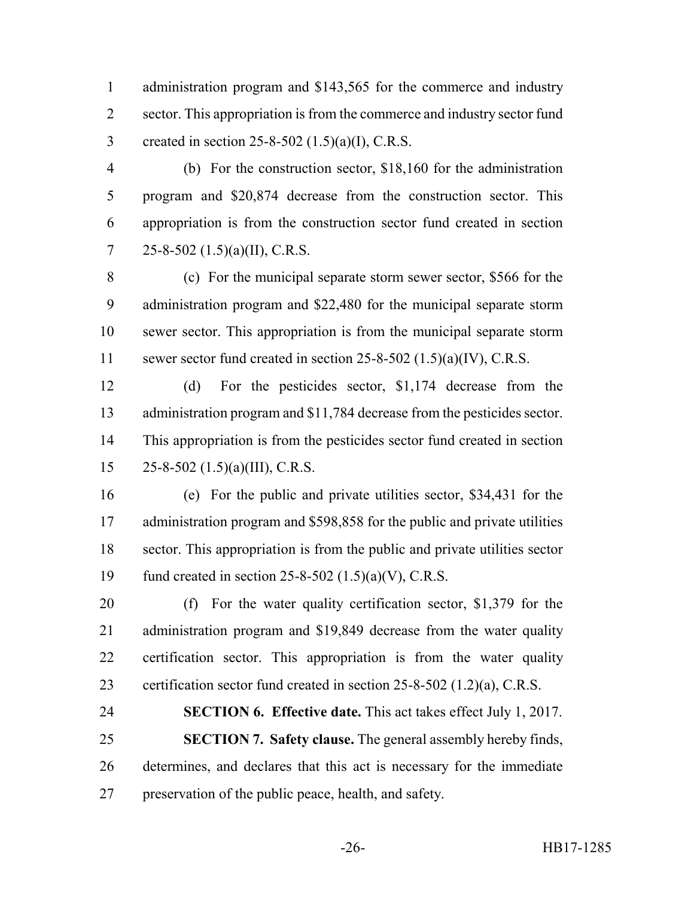administration program and $143,565 for the commerce and industry sector. This appropriation is from the commerce and industry sector fund created in section 25-8-502 (1.5)(a)(I), C.R.S.

(b) For the construction sector, $18,160 for the administration program and $20,874 decrease from the construction sector. This appropriation is from the construction sector fund created in section 25-8-502 (1.5)(a)(II), C.R.S.

(c) For the municipal separate storm sewer sector, $566 for the administration program and $22,480 for the municipal separate storm sewer sector. This appropriation is from the municipal separate storm sewer sector fund created in section 25-8-502 (1.5)(a)(IV), C.R.S.

(d) For the pesticides sector, $1,174 decrease from the administration program and $11,784 decrease from the pesticides sector. This appropriation is from the pesticides sector fund created in section 25-8-502 (1.5)(a)(III), C.R.S.

(e) For the public and private utilities sector, $34,431 for the administration program and $598,858 for the public and private utilities sector. This appropriation is from the public and private utilities sector fund created in section 25-8-502 (1.5)(a)(V), C.R.S.

(f) For the water quality certification sector, $1,379 for the administration program and $19,849 decrease from the water quality certification sector. This appropriation is from the water quality certification sector fund created in section 25-8-502 (1.2)(a), C.R.S.

**SECTION 6. Effective date.** This act takes effect July 1, 2017.

**SECTION 7. Safety clause.** The general assembly hereby finds, determines, and declares that this act is necessary for the immediate preservation of the public peace, health, and safety.